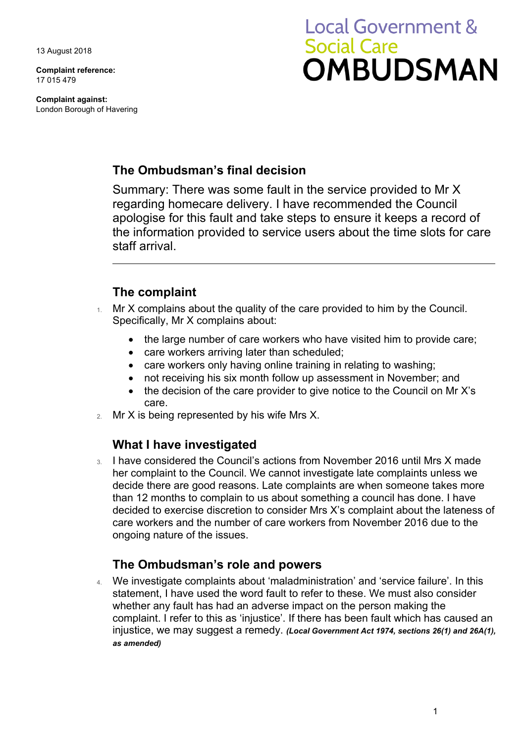13 August 2018

**Complaint reference:**
17 015 479

**Complaint against:**
London Borough of Havering

Local Government & Social Care **OMBUDSMAN**

## The Ombudsman's final decision

Summary: There was some fault in the service provided to Mr X regarding homecare delivery. I have recommended the Council apologise for this fault and take steps to ensure it keeps a record of the information provided to service users about the time slots for care staff arrival.

## The complaint

1. Mr X complains about the quality of the care provided to him by the Council. Specifically, Mr X complains about:
    - the large number of care workers who have visited him to provide care;
    - care workers arriving later than scheduled;
    - care workers only having online training in relating to washing;
    - not receiving his six month follow up assessment in November; and
    - the decision of the care provider to give notice to the Council on Mr X's care.
2. Mr X is being represented by his wife Mrs X.

## What I have investigated

3. I have considered the Council's actions from November 2016 until Mrs X made her complaint to the Council. We cannot investigate late complaints unless we decide there are good reasons. Late complaints are when someone takes more than 12 months to complain to us about something a council has done. I have decided to exercise discretion to consider Mrs X's complaint about the lateness of care workers and the number of care workers from November 2016 due to the ongoing nature of the issues.

## The Ombudsman's role and powers

4. We investigate complaints about 'maladministration' and 'service failure'. In this statement, I have used the word fault to refer to these. We must also consider whether any fault has had an adverse impact on the person making the complaint. I refer to this as 'injustice'. If there has been fault which has caused an injustice, we may suggest a remedy. ***(Local Government Act 1974, sections 26(1) and 26A(1), as amended)***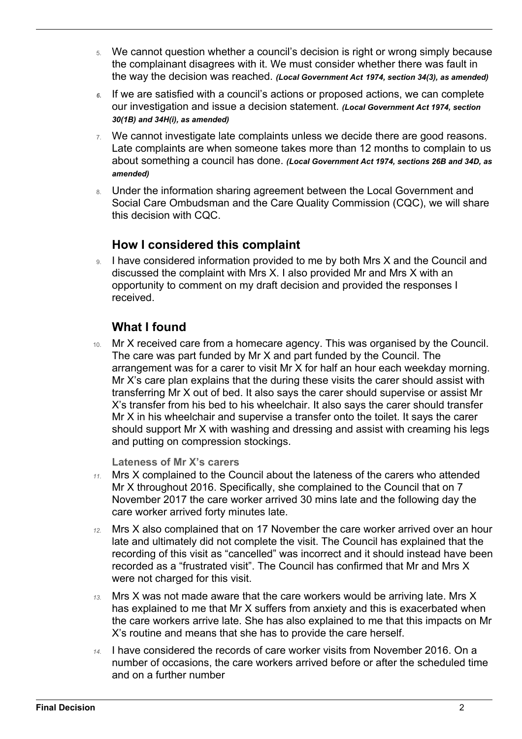5. We cannot question whether a council's decision is right or wrong simply because the complainant disagrees with it. We must consider whether there was fault in the way the decision was reached. ***(Local Government Act 1974, section 34(3), as amended)***

6. If we are satisfied with a council's actions or proposed actions, we can complete our investigation and issue a decision statement. ***(Local Government Act 1974, section 30(1B) and 34H(i), as amended)***

7. We cannot investigate late complaints unless we decide there are good reasons. Late complaints are when someone takes more than 12 months to complain to us about something a council has done. ***(Local Government Act 1974, sections 26B and 34D, as amended)***

8. Under the information sharing agreement between the Local Government and Social Care Ombudsman and the Care Quality Commission (CQC), we will share this decision with CQC.

## How I considered this complaint

9. I have considered information provided to me by both Mrs X and the Council and discussed the complaint with Mrs X. I also provided Mr and Mrs X with an opportunity to comment on my draft decision and provided the responses I received.

## What I found

10. Mr X received care from a homecare agency. This was organised by the Council. The care was part funded by Mr X and part funded by the Council. The arrangement was for a carer to visit Mr X for half an hour each weekday morning. Mr X's care plan explains that the during these visits the carer should assist with transferring Mr X out of bed. It also says the carer should supervise or assist Mr X's transfer from his bed to his wheelchair. It also says the carer should transfer Mr X in his wheelchair and supervise a transfer onto the toilet. It says the carer should support Mr X with washing and dressing and assist with creaming his legs and putting on compression stockings.

### Lateness of Mr X's carers

11. Mrs X complained to the Council about the lateness of the carers who attended Mr X throughout 2016. Specifically, she complained to the Council that on 7 November 2017 the care worker arrived 30 mins late and the following day the care worker arrived forty minutes late.

12. Mrs X also complained that on 17 November the care worker arrived over an hour late and ultimately did not complete the visit. The Council has explained that the recording of this visit as "cancelled" was incorrect and it should instead have been recorded as a "frustrated visit". The Council has confirmed that Mr and Mrs X were not charged for this visit.

13. Mrs X was not made aware that the care workers would be arriving late. Mrs X has explained to me that Mr X suffers from anxiety and this is exacerbated when the care workers arrive late. She has also explained to me that this impacts on Mr X's routine and means that she has to provide the care herself.

14. I have considered the records of care worker visits from November 2016. On a number of occasions, the care workers arrived before or after the scheduled time and on a further number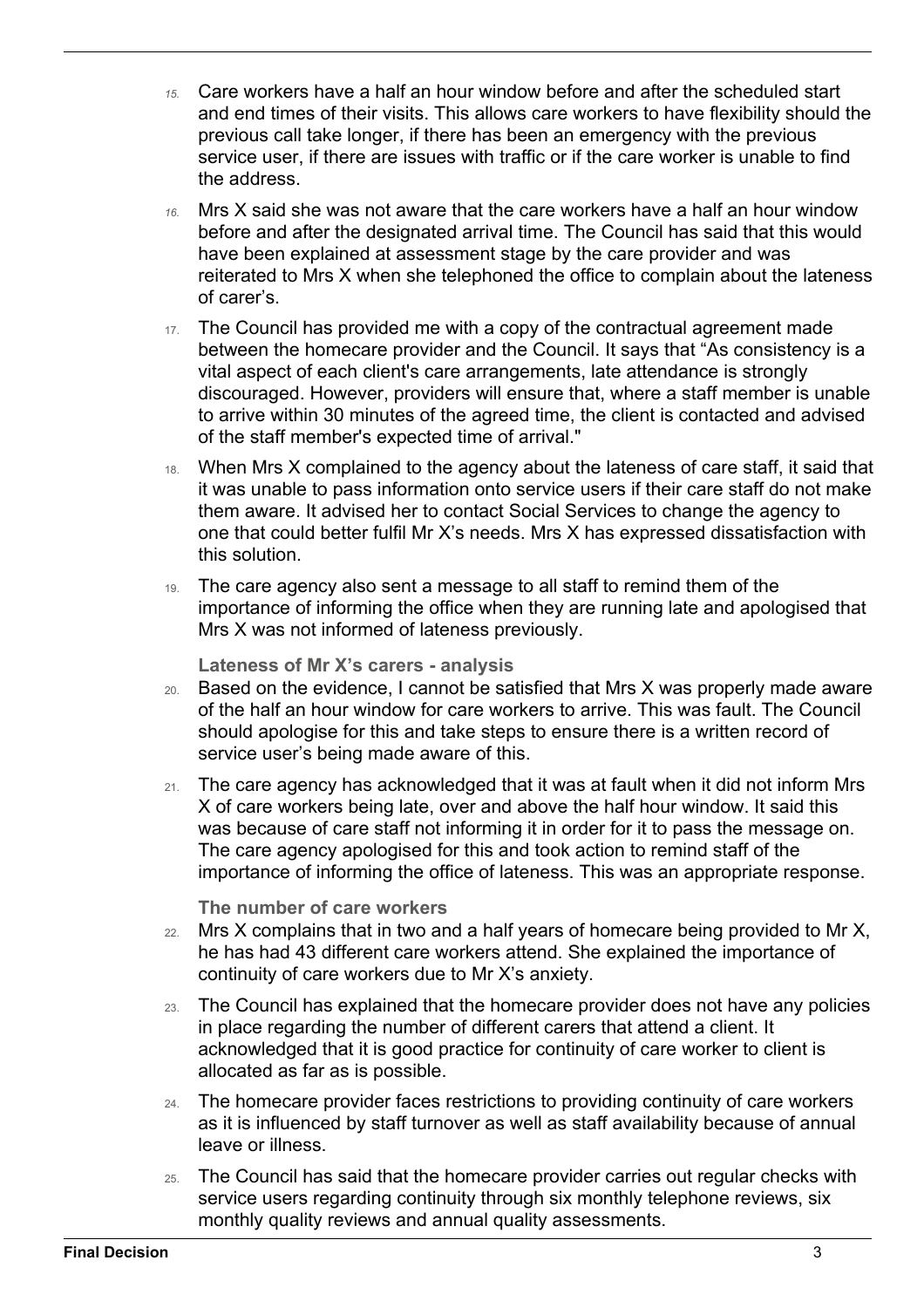15. Care workers have a half an hour window before and after the scheduled start and end times of their visits. This allows care workers to have flexibility should the previous call take longer, if there has been an emergency with the previous service user, if there are issues with traffic or if the care worker is unable to find the address.

16. Mrs X said she was not aware that the care workers have a half an hour window before and after the designated arrival time. The Council has said that this would have been explained at assessment stage by the care provider and was reiterated to Mrs X when she telephoned the office to complain about the lateness of carer's.

17. The Council has provided me with a copy of the contractual agreement made between the homecare provider and the Council. It says that "As consistency is a vital aspect of each client's care arrangements, late attendance is strongly discouraged. However, providers will ensure that, where a staff member is unable to arrive within 30 minutes of the agreed time, the client is contacted and advised of the staff member's expected time of arrival."

18. When Mrs X complained to the agency about the lateness of care staff, it said that it was unable to pass information onto service users if their care staff do not make them aware. It advised her to contact Social Services to change the agency to one that could better fulfil Mr X's needs. Mrs X has expressed dissatisfaction with this solution.

19. The care agency also sent a message to all staff to remind them of the importance of informing the office when they are running late and apologised that Mrs X was not informed of lateness previously.

### Lateness of Mr X's carers - analysis

20. Based on the evidence, I cannot be satisfied that Mrs X was properly made aware of the half an hour window for care workers to arrive. This was fault. The Council should apologise for this and take steps to ensure there is a written record of service user's being made aware of this.

21. The care agency has acknowledged that it was at fault when it did not inform Mrs X of care workers being late, over and above the half hour window. It said this was because of care staff not informing it in order for it to pass the message on. The care agency apologised for this and took action to remind staff of the importance of informing the office of lateness. This was an appropriate response.

### The number of care workers

22. Mrs X complains that in two and a half years of homecare being provided to Mr X, he has had 43 different care workers attend. She explained the importance of continuity of care workers due to Mr X's anxiety.

23. The Council has explained that the homecare provider does not have any policies in place regarding the number of different carers that attend a client. It acknowledged that it is good practice for continuity of care worker to client is allocated as far as is possible.

24. The homecare provider faces restrictions to providing continuity of care workers as it is influenced by staff turnover as well as staff availability because of annual leave or illness.

25. The Council has said that the homecare provider carries out regular checks with service users regarding continuity through six monthly telephone reviews, six monthly quality reviews and annual quality assessments.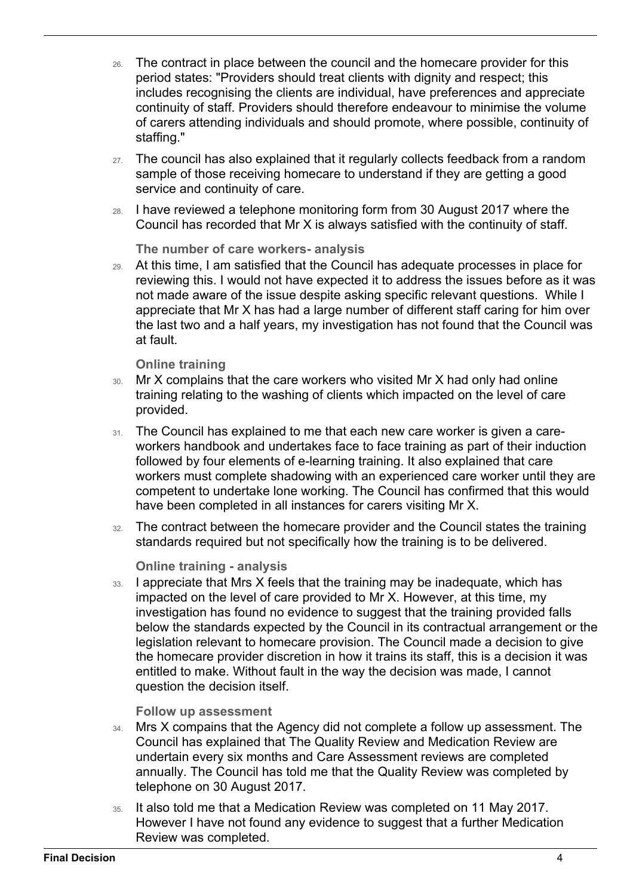26. The contract in place between the council and the homecare provider for this period states: "Providers should treat clients with dignity and respect; this includes recognising the clients are individual, have preferences and appreciate continuity of staff. Providers should therefore endeavour to minimise the volume of carers attending individuals and should promote, where possible, continuity of staffing."

27. The council has also explained that it regularly collects feedback from a random sample of those receiving homecare to understand if they are getting a good service and continuity of care.

28. I have reviewed a telephone monitoring form from 30 August 2017 where the Council has recorded that Mr X is always satisfied with the continuity of staff.

### The number of care workers- analysis

29. At this time, I am satisfied that the Council has adequate processes in place for reviewing this. I would not have expected it to address the issues before as it was not made aware of the issue despite asking specific relevant questions. While I appreciate that Mr X has had a large number of different staff caring for him over the last two and a half years, my investigation has not found that the Council was at fault.

### Online training

30. Mr X complains that the care workers who visited Mr X had only had online training relating to the washing of clients which impacted on the level of care provided.

31. The Council has explained to me that each new care worker is given a care-workers handbook and undertakes face to face training as part of their induction followed by four elements of e-learning training. It also explained that care workers must complete shadowing with an experienced care worker until they are competent to undertake lone working. The Council has confirmed that this would have been completed in all instances for carers visiting Mr X.

32. The contract between the homecare provider and the Council states the training standards required but not specifically how the training is to be delivered.

### Online training - analysis

33. I appreciate that Mrs X feels that the training may be inadequate, which has impacted on the level of care provided to Mr X. However, at this time, my investigation has found no evidence to suggest that the training provided falls below the standards expected by the Council in its contractual arrangement or the legislation relevant to homecare provision. The Council made a decision to give the homecare provider discretion in how it trains its staff, this is a decision it was entitled to make. Without fault in the way the decision was made, I cannot question the decision itself.

### Follow up assessment

34. Mrs X compains that the Agency did not complete a follow up assessment. The Council has explained that The Quality Review and Medication Review are undertain every six months and Care Assessment reviews are completed annually. The Council has told me that the Quality Review was completed by telephone on 30 August 2017.

35. It also told me that a Medication Review was completed on 11 May 2017. However I have not found any evidence to suggest that a further Medication Review was completed.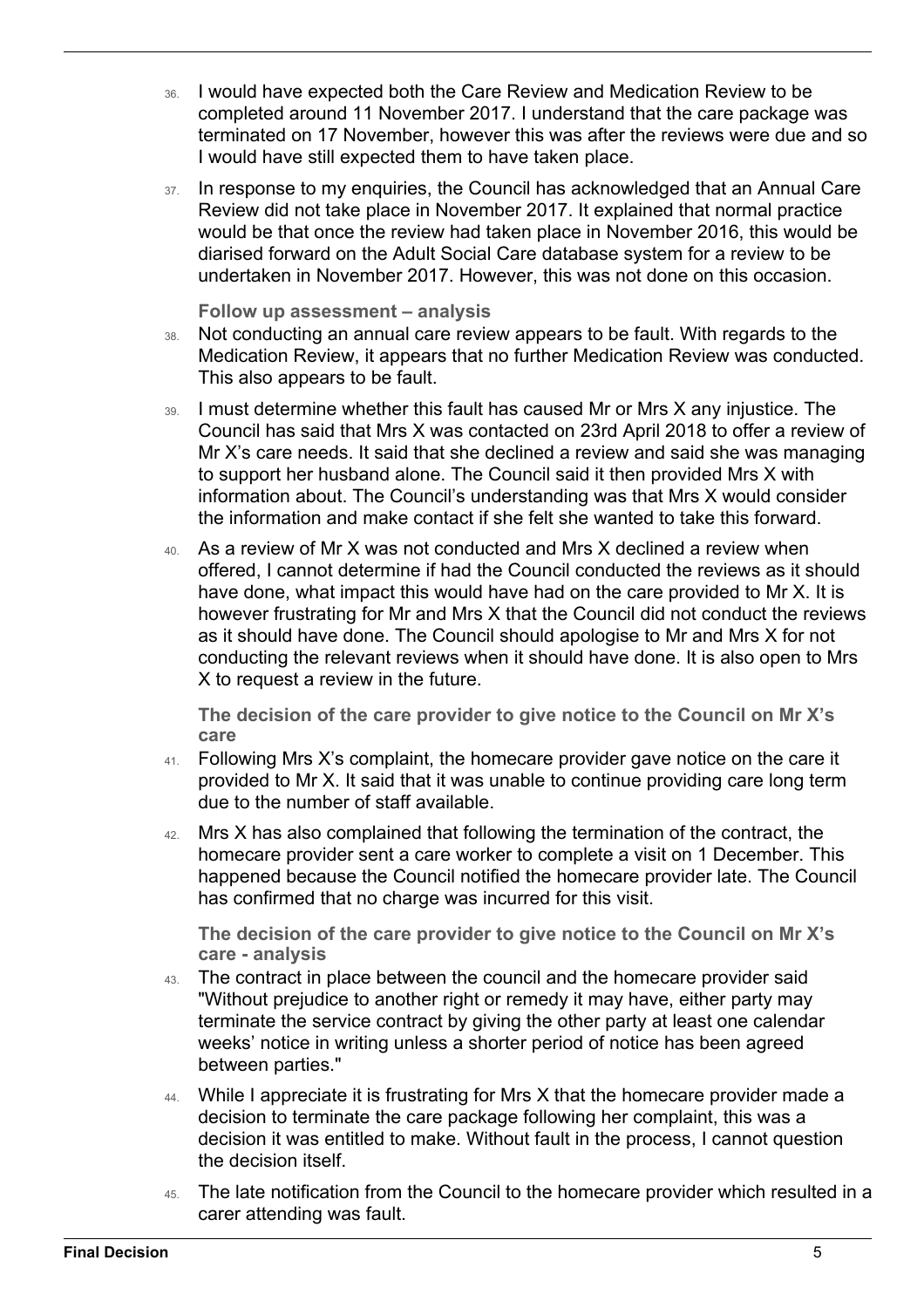36. I would have expected both the Care Review and Medication Review to be completed around 11 November 2017. I understand that the care package was terminated on 17 November, however this was after the reviews were due and so I would have still expected them to have taken place.

37. In response to my enquiries, the Council has acknowledged that an Annual Care Review did not take place in November 2017. It explained that normal practice would be that once the review had taken place in November 2016, this would be diarised forward on the Adult Social Care database system for a review to be undertaken in November 2017. However, this was not done on this occasion.

### Follow up assessment – analysis

38. Not conducting an annual care review appears to be fault. With regards to the Medication Review, it appears that no further Medication Review was conducted. This also appears to be fault.

39. I must determine whether this fault has caused Mr or Mrs X any injustice. The Council has said that Mrs X was contacted on 23rd April 2018 to offer a review of Mr X's care needs. It said that she declined a review and said she was managing to support her husband alone. The Council said it then provided Mrs X with information about. The Council's understanding was that Mrs X would consider the information and make contact if she felt she wanted to take this forward.

40. As a review of Mr X was not conducted and Mrs X declined a review when offered, I cannot determine if had the Council conducted the reviews as it should have done, what impact this would have had on the care provided to Mr X. It is however frustrating for Mr and Mrs X that the Council did not conduct the reviews as it should have done. The Council should apologise to Mr and Mrs X for not conducting the relevant reviews when it should have done. It is also open to Mrs X to request a review in the future.

### The decision of the care provider to give notice to the Council on Mr X's care

41. Following Mrs X's complaint, the homecare provider gave notice on the care it provided to Mr X. It said that it was unable to continue providing care long term due to the number of staff available.

42. Mrs X has also complained that following the termination of the contract, the homecare provider sent a care worker to complete a visit on 1 December. This happened because the Council notified the homecare provider late. The Council has confirmed that no charge was incurred for this visit.

### The decision of the care provider to give notice to the Council on Mr X's care - analysis

43. The contract in place between the council and the homecare provider said "Without prejudice to another right or remedy it may have, either party may terminate the service contract by giving the other party at least one calendar weeks' notice in writing unless a shorter period of notice has been agreed between parties."

44. While I appreciate it is frustrating for Mrs X that the homecare provider made a decision to terminate the care package following her complaint, this was a decision it was entitled to make. Without fault in the process, I cannot question the decision itself.

45. The late notification from the Council to the homecare provider which resulted in a carer attending was fault.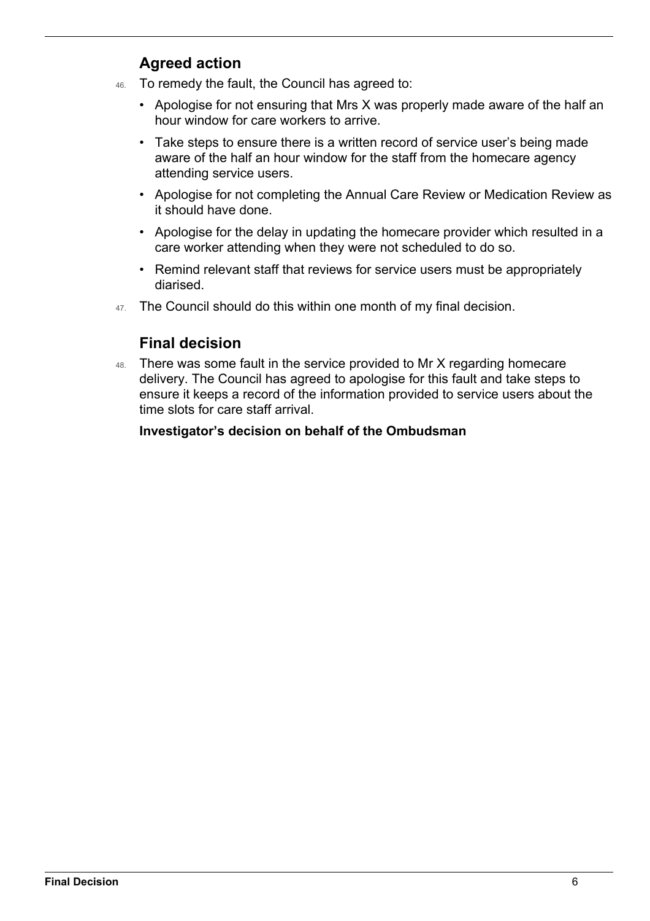### Agreed action

46. To remedy the fault, the Council has agreed to:

- Apologise for not ensuring that Mrs X was properly made aware of the half an hour window for care workers to arrive.
- Take steps to ensure there is a written record of service user's being made aware of the half an hour window for the staff from the homecare agency attending service users.
- Apologise for not completing the Annual Care Review or Medication Review as it should have done.
- Apologise for the delay in updating the homecare provider which resulted in a care worker attending when they were not scheduled to do so.
- Remind relevant staff that reviews for service users must be appropriately diarised.

47. The Council should do this within one month of my final decision.

### Final decision

48. There was some fault in the service provided to Mr X regarding homecare delivery. The Council has agreed to apologise for this fault and take steps to ensure it keeps a record of the information provided to service users about the time slots for care staff arrival.

**Investigator's decision on behalf of the Ombudsman**